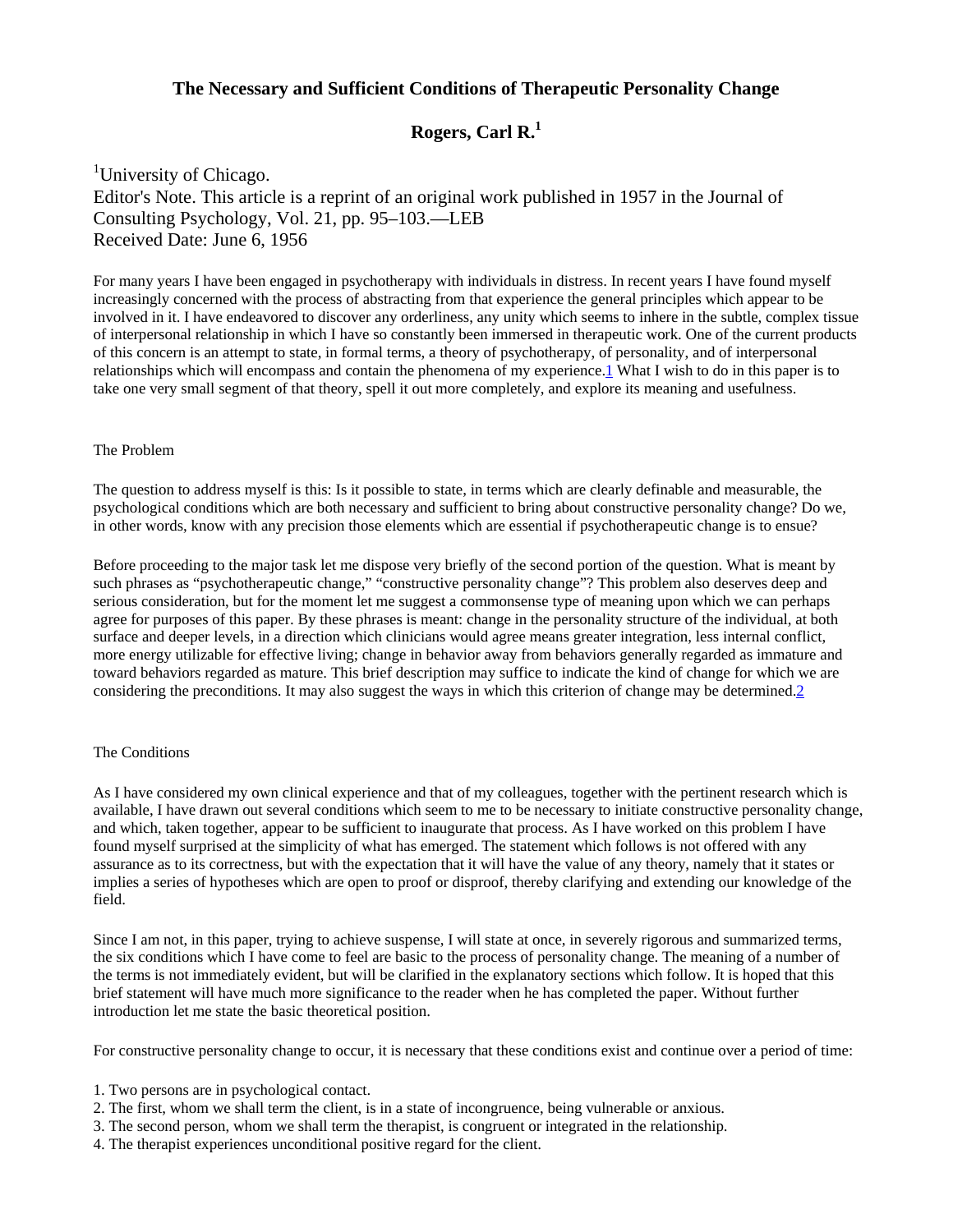# The Necessary and Sufficient Conditions of Therapeutic Personality Change

## Rogers, Carl R.[1]

[1]University of Chicago.
Editor's Note. This article is a reprint of an original work published in 1957 in the Journal of Consulting Psychology, Vol. 21, pp. 95–103.—LEB
Received Date: June 6, 1956

For many years I have been engaged in psychotherapy with individuals in distress. In recent years I have found myself increasingly concerned with the process of abstracting from that experience the general principles which appear to be involved in it. I have endeavored to discover any orderliness, any unity which seems to inhere in the subtle, complex tissue of interpersonal relationship in which I have so constantly been immersed in therapeutic work. One of the current products of this concern is an attempt to state, in formal terms, a theory of psychotherapy, of personality, and of interpersonal relationships which will encompass and contain the phenomena of my experience.1 What I wish to do in this paper is to take one very small segment of that theory, spell it out more completely, and explore its meaning and usefulness.

### The Problem

The question to address myself is this: Is it possible to state, in terms which are clearly definable and measurable, the psychological conditions which are both necessary and sufficient to bring about constructive personality change? Do we, in other words, know with any precision those elements which are essential if psychotherapeutic change is to ensue?

Before proceeding to the major task let me dispose very briefly of the second portion of the question. What is meant by such phrases as "psychotherapeutic change," "constructive personality change"? This problem also deserves deep and serious consideration, but for the moment let me suggest a commonsense type of meaning upon which we can perhaps agree for purposes of this paper. By these phrases is meant: change in the personality structure of the individual, at both surface and deeper levels, in a direction which clinicians would agree means greater integration, less internal conflict, more energy utilizable for effective living; change in behavior away from behaviors generally regarded as immature and toward behaviors regarded as mature. This brief description may suffice to indicate the kind of change for which we are considering the preconditions. It may also suggest the ways in which this criterion of change may be determined.2

### The Conditions

As I have considered my own clinical experience and that of my colleagues, together with the pertinent research which is available, I have drawn out several conditions which seem to me to be necessary to initiate constructive personality change, and which, taken together, appear to be sufficient to inaugurate that process. As I have worked on this problem I have found myself surprised at the simplicity of what has emerged. The statement which follows is not offered with any assurance as to its correctness, but with the expectation that it will have the value of any theory, namely that it states or implies a series of hypotheses which are open to proof or disproof, thereby clarifying and extending our knowledge of the field.

Since I am not, in this paper, trying to achieve suspense, I will state at once, in severely rigorous and summarized terms, the six conditions which I have come to feel are basic to the process of personality change. The meaning of a number of the terms is not immediately evident, but will be clarified in the explanatory sections which follow. It is hoped that this brief statement will have much more significance to the reader when he has completed the paper. Without further introduction let me state the basic theoretical position.

For constructive personality change to occur, it is necessary that these conditions exist and continue over a period of time:

1. Two persons are in psychological contact.
2. The first, whom we shall term the client, is in a state of incongruence, being vulnerable or anxious.
3. The second person, whom we shall term the therapist, is congruent or integrated in the relationship.
4. The therapist experiences unconditional positive regard for the client.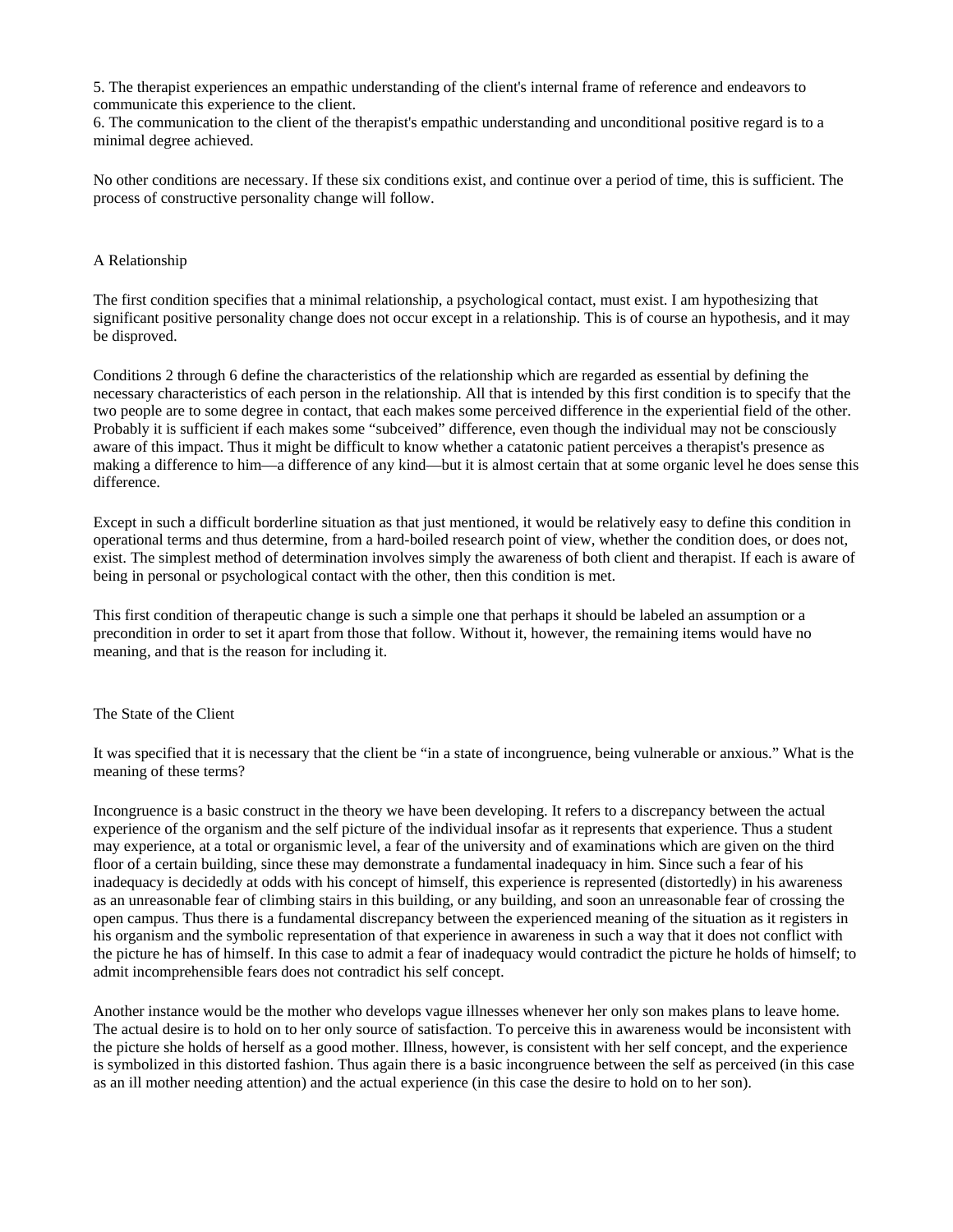5. The therapist experiences an empathic understanding of the client's internal frame of reference and endeavors to communicate this experience to the client.
6. The communication to the client of the therapist's empathic understanding and unconditional positive regard is to a minimal degree achieved.

No other conditions are necessary. If these six conditions exist, and continue over a period of time, this is sufficient. The process of constructive personality change will follow.

## A Relationship

The first condition specifies that a minimal relationship, a psychological contact, must exist. I am hypothesizing that significant positive personality change does not occur except in a relationship. This is of course an hypothesis, and it may be disproved.

Conditions 2 through 6 define the characteristics of the relationship which are regarded as essential by defining the necessary characteristics of each person in the relationship. All that is intended by this first condition is to specify that the two people are to some degree in contact, that each makes some perceived difference in the experiential field of the other. Probably it is sufficient if each makes some "subceived" difference, even though the individual may not be consciously aware of this impact. Thus it might be difficult to know whether a catatonic patient perceives a therapist's presence as making a difference to him—a difference of any kind—but it is almost certain that at some organic level he does sense this difference.

Except in such a difficult borderline situation as that just mentioned, it would be relatively easy to define this condition in operational terms and thus determine, from a hard-boiled research point of view, whether the condition does, or does not, exist. The simplest method of determination involves simply the awareness of both client and therapist. If each is aware of being in personal or psychological contact with the other, then this condition is met.

This first condition of therapeutic change is such a simple one that perhaps it should be labeled an assumption or a precondition in order to set it apart from those that follow. Without it, however, the remaining items would have no meaning, and that is the reason for including it.

## The State of the Client

It was specified that it is necessary that the client be "in a state of incongruence, being vulnerable or anxious." What is the meaning of these terms?

Incongruence is a basic construct in the theory we have been developing. It refers to a discrepancy between the actual experience of the organism and the self picture of the individual insofar as it represents that experience. Thus a student may experience, at a total or organismic level, a fear of the university and of examinations which are given on the third floor of a certain building, since these may demonstrate a fundamental inadequacy in him. Since such a fear of his inadequacy is decidedly at odds with his concept of himself, this experience is represented (distortedly) in his awareness as an unreasonable fear of climbing stairs in this building, or any building, and soon an unreasonable fear of crossing the open campus. Thus there is a fundamental discrepancy between the experienced meaning of the situation as it registers in his organism and the symbolic representation of that experience in awareness in such a way that it does not conflict with the picture he has of himself. In this case to admit a fear of inadequacy would contradict the picture he holds of himself; to admit incomprehensible fears does not contradict his self concept.

Another instance would be the mother who develops vague illnesses whenever her only son makes plans to leave home. The actual desire is to hold on to her only source of satisfaction. To perceive this in awareness would be inconsistent with the picture she holds of herself as a good mother. Illness, however, is consistent with her self concept, and the experience is symbolized in this distorted fashion. Thus again there is a basic incongruence between the self as perceived (in this case as an ill mother needing attention) and the actual experience (in this case the desire to hold on to her son).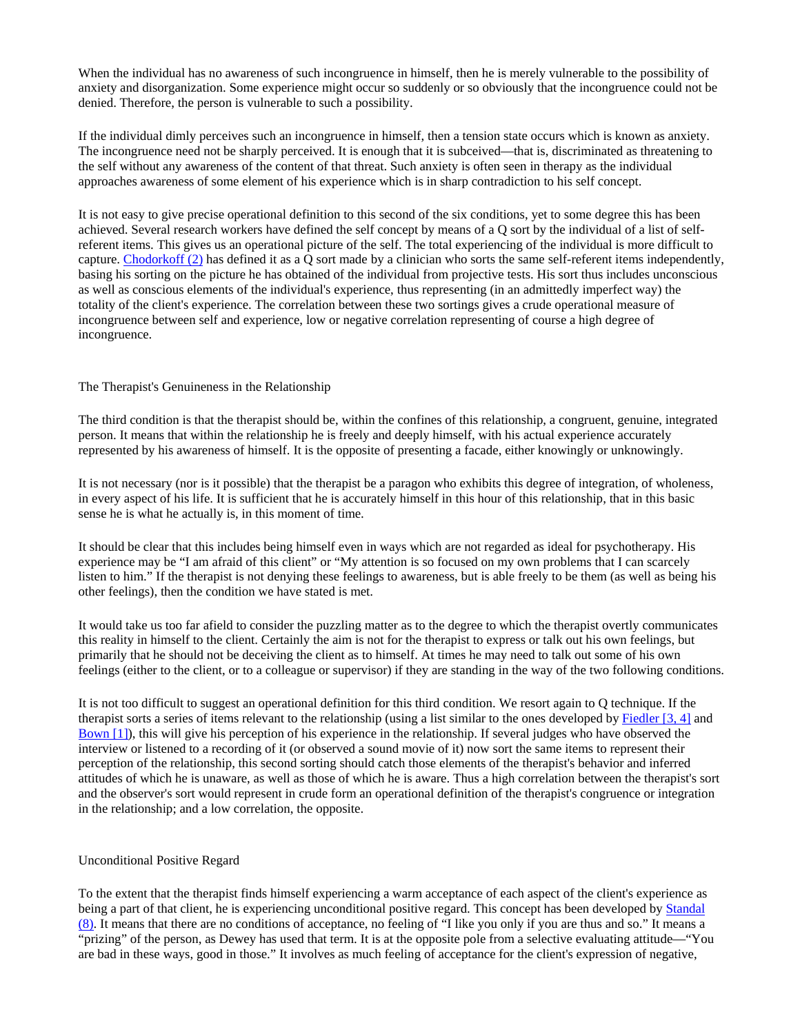When the individual has no awareness of such incongruence in himself, then he is merely vulnerable to the possibility of anxiety and disorganization. Some experience might occur so suddenly or so obviously that the incongruence could not be denied. Therefore, the person is vulnerable to such a possibility.

If the individual dimly perceives such an incongruence in himself, then a tension state occurs which is known as anxiety. The incongruence need not be sharply perceived. It is enough that it is subceived—that is, discriminated as threatening to the self without any awareness of the content of that threat. Such anxiety is often seen in therapy as the individual approaches awareness of some element of his experience which is in sharp contradiction to his self concept.

It is not easy to give precise operational definition to this second of the six conditions, yet to some degree this has been achieved. Several research workers have defined the self concept by means of a Q sort by the individual of a list of self-referent items. This gives us an operational picture of the self. The total experiencing of the individual is more difficult to capture. Chodorkoff (2) has defined it as a Q sort made by a clinician who sorts the same self-referent items independently, basing his sorting on the picture he has obtained of the individual from projective tests. His sort thus includes unconscious as well as conscious elements of the individual's experience, thus representing (in an admittedly imperfect way) the totality of the client's experience. The correlation between these two sortings gives a crude operational measure of incongruence between self and experience, low or negative correlation representing of course a high degree of incongruence.

## The Therapist's Genuineness in the Relationship

The third condition is that the therapist should be, within the confines of this relationship, a congruent, genuine, integrated person. It means that within the relationship he is freely and deeply himself, with his actual experience accurately represented by his awareness of himself. It is the opposite of presenting a facade, either knowingly or unknowingly.

It is not necessary (nor is it possible) that the therapist be a paragon who exhibits this degree of integration, of wholeness, in every aspect of his life. It is sufficient that he is accurately himself in this hour of this relationship, that in this basic sense he is what he actually is, in this moment of time.

It should be clear that this includes being himself even in ways which are not regarded as ideal for psychotherapy. His experience may be "I am afraid of this client" or "My attention is so focused on my own problems that I can scarcely listen to him." If the therapist is not denying these feelings to awareness, but is able freely to be them (as well as being his other feelings), then the condition we have stated is met.

It would take us too far afield to consider the puzzling matter as to the degree to which the therapist overtly communicates this reality in himself to the client. Certainly the aim is not for the therapist to express or talk out his own feelings, but primarily that he should not be deceiving the client as to himself. At times he may need to talk out some of his own feelings (either to the client, or to a colleague or supervisor) if they are standing in the way of the two following conditions.

It is not too difficult to suggest an operational definition for this third condition. We resort again to Q technique. If the therapist sorts a series of items relevant to the relationship (using a list similar to the ones developed by Fiedler [3, 4] and Bown [1]), this will give his perception of his experience in the relationship. If several judges who have observed the interview or listened to a recording of it (or observed a sound movie of it) now sort the same items to represent their perception of the relationship, this second sorting should catch those elements of the therapist's behavior and inferred attitudes of which he is unaware, as well as those of which he is aware. Thus a high correlation between the therapist's sort and the observer's sort would represent in crude form an operational definition of the therapist's congruence or integration in the relationship; and a low correlation, the opposite.

## Unconditional Positive Regard

To the extent that the therapist finds himself experiencing a warm acceptance of each aspect of the client's experience as being a part of that client, he is experiencing unconditional positive regard. This concept has been developed by Standal (8). It means that there are no conditions of acceptance, no feeling of "I like you only if you are thus and so." It means a "prizing" of the person, as Dewey has used that term. It is at the opposite pole from a selective evaluating attitude—"You are bad in these ways, good in those." It involves as much feeling of acceptance for the client's expression of negative,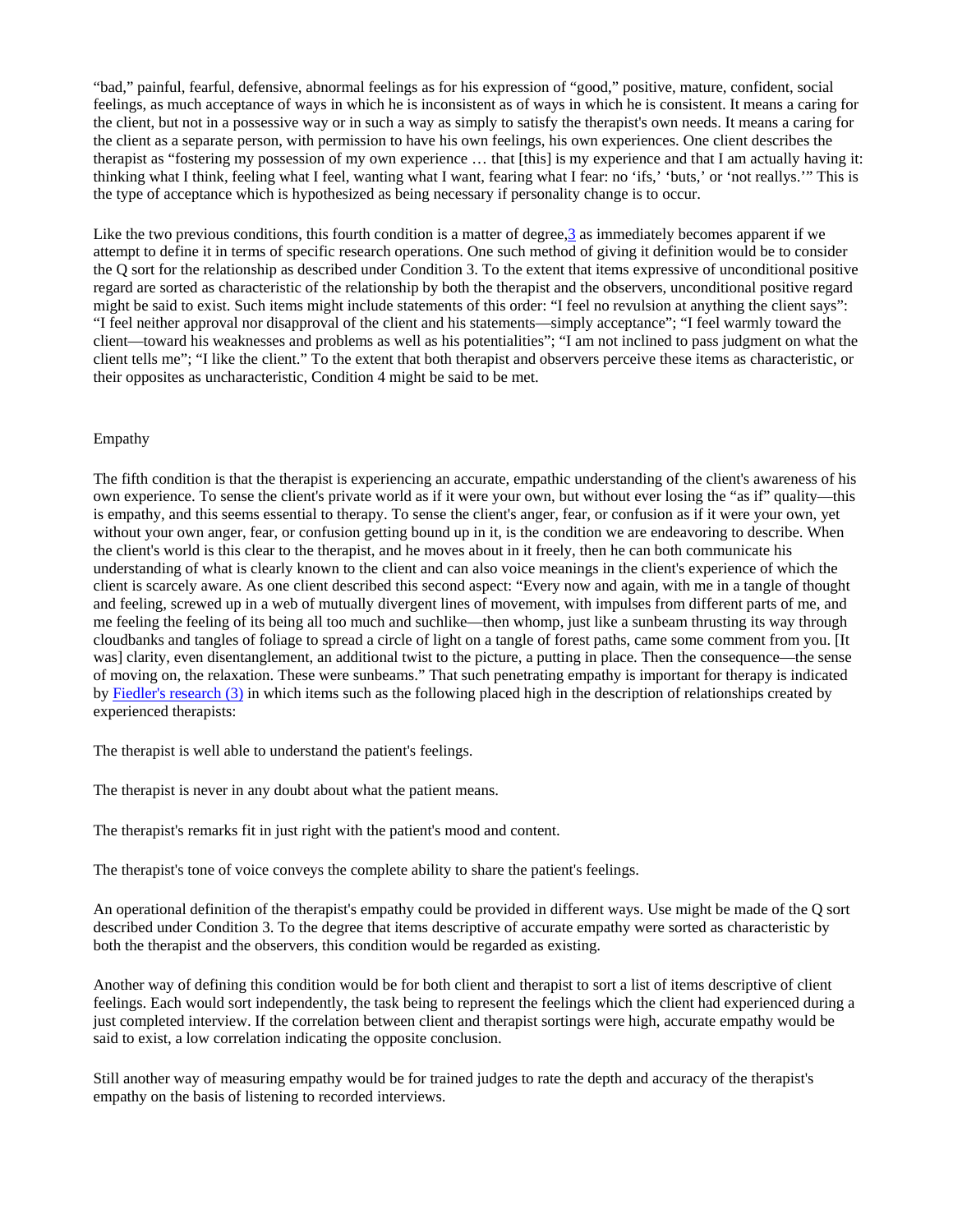"bad," painful, fearful, defensive, abnormal feelings as for his expression of "good," positive, mature, confident, social feelings, as much acceptance of ways in which he is inconsistent as of ways in which he is consistent. It means a caring for the client, but not in a possessive way or in such a way as simply to satisfy the therapist's own needs. It means a caring for the client as a separate person, with permission to have his own feelings, his own experiences. One client describes the therapist as "fostering my possession of my own experience … that [this] is my experience and that I am actually having it: thinking what I think, feeling what I feel, wanting what I want, fearing what I fear: no 'ifs,' 'buts,' or 'not reallys.'" This is the type of acceptance which is hypothesized as being necessary if personality change is to occur.

Like the two previous conditions, this fourth condition is a matter of degree,[3] as immediately becomes apparent if we attempt to define it in terms of specific research operations. One such method of giving it definition would be to consider the Q sort for the relationship as described under Condition 3. To the extent that items expressive of unconditional positive regard are sorted as characteristic of the relationship by both the therapist and the observers, unconditional positive regard might be said to exist. Such items might include statements of this order: "I feel no revulsion at anything the client says": "I feel neither approval nor disapproval of the client and his statements—simply acceptance"; "I feel warmly toward the client—toward his weaknesses and problems as well as his potentialities"; "I am not inclined to pass judgment on what the client tells me"; "I like the client." To the extent that both therapist and observers perceive these items as characteristic, or their opposites as uncharacteristic, Condition 4 might be said to be met.

## Empathy

The fifth condition is that the therapist is experiencing an accurate, empathic understanding of the client's awareness of his own experience. To sense the client's private world as if it were your own, but without ever losing the "as if" quality—this is empathy, and this seems essential to therapy. To sense the client's anger, fear, or confusion as if it were your own, yet without your own anger, fear, or confusion getting bound up in it, is the condition we are endeavoring to describe. When the client's world is this clear to the therapist, and he moves about in it freely, then he can both communicate his understanding of what is clearly known to the client and can also voice meanings in the client's experience of which the client is scarcely aware. As one client described this second aspect: "Every now and again, with me in a tangle of thought and feeling, screwed up in a web of mutually divergent lines of movement, with impulses from different parts of me, and me feeling the feeling of its being all too much and suchlike—then whomp, just like a sunbeam thrusting its way through cloudbanks and tangles of foliage to spread a circle of light on a tangle of forest paths, came some comment from you. [It was] clarity, even disentanglement, an additional twist to the picture, a putting in place. Then the consequence—the sense of moving on, the relaxation. These were sunbeams." That such penetrating empathy is important for therapy is indicated by Fiedler's research (3) in which items such as the following placed high in the description of relationships created by experienced therapists:

The therapist is well able to understand the patient's feelings.

The therapist is never in any doubt about what the patient means.

The therapist's remarks fit in just right with the patient's mood and content.

The therapist's tone of voice conveys the complete ability to share the patient's feelings.

An operational definition of the therapist's empathy could be provided in different ways. Use might be made of the Q sort described under Condition 3. To the degree that items descriptive of accurate empathy were sorted as characteristic by both the therapist and the observers, this condition would be regarded as existing.

Another way of defining this condition would be for both client and therapist to sort a list of items descriptive of client feelings. Each would sort independently, the task being to represent the feelings which the client had experienced during a just completed interview. If the correlation between client and therapist sortings were high, accurate empathy would be said to exist, a low correlation indicating the opposite conclusion.

Still another way of measuring empathy would be for trained judges to rate the depth and accuracy of the therapist's empathy on the basis of listening to recorded interviews.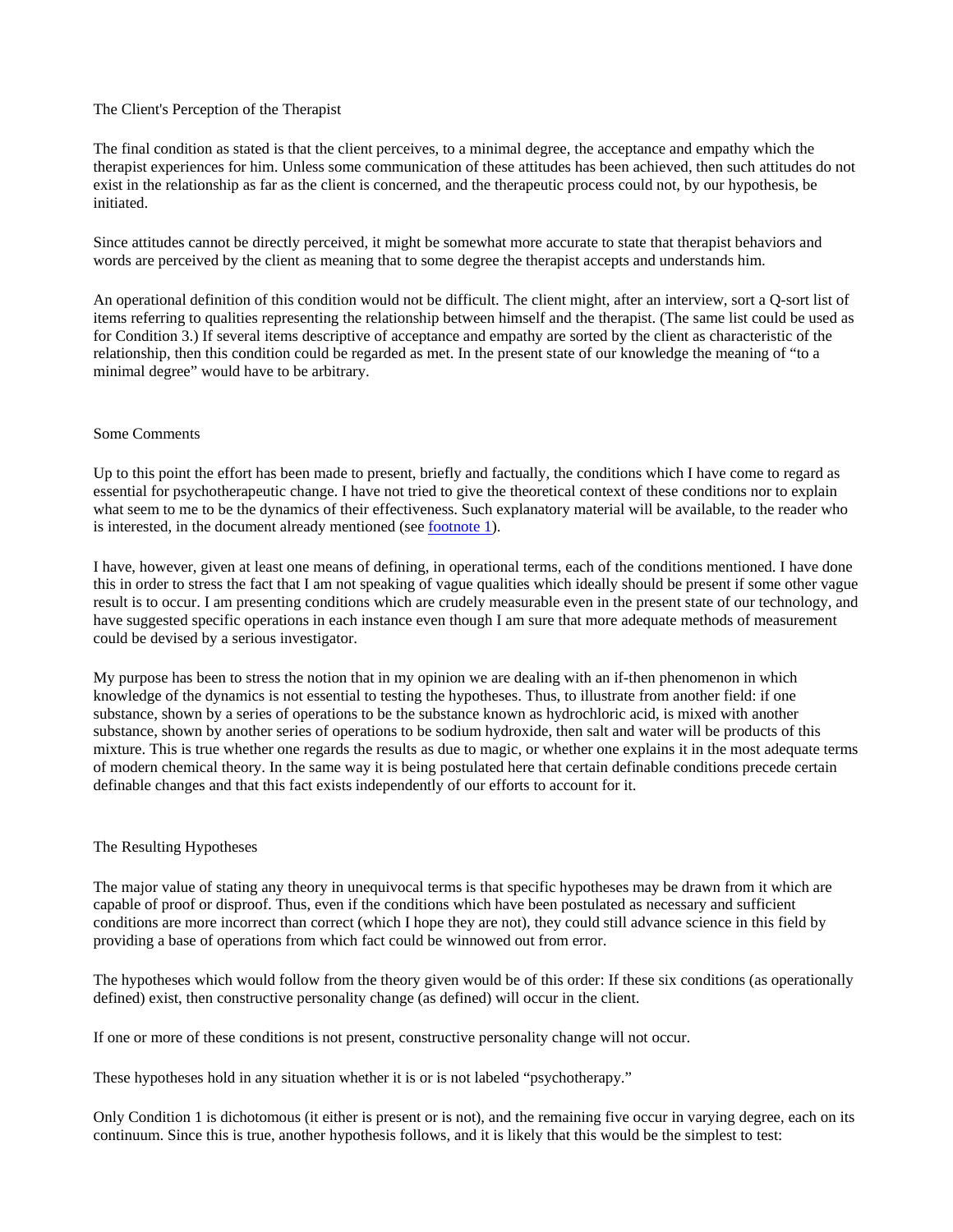## The Client's Perception of the Therapist

The final condition as stated is that the client perceives, to a minimal degree, the acceptance and empathy which the therapist experiences for him. Unless some communication of these attitudes has been achieved, then such attitudes do not exist in the relationship as far as the client is concerned, and the therapeutic process could not, by our hypothesis, be initiated.

Since attitudes cannot be directly perceived, it might be somewhat more accurate to state that therapist behaviors and words are perceived by the client as meaning that to some degree the therapist accepts and understands him.

An operational definition of this condition would not be difficult. The client might, after an interview, sort a Q-sort list of items referring to qualities representing the relationship between himself and the therapist. (The same list could be used as for Condition 3.) If several items descriptive of acceptance and empathy are sorted by the client as characteristic of the relationship, then this condition could be regarded as met. In the present state of our knowledge the meaning of "to a minimal degree" would have to be arbitrary.

## Some Comments

Up to this point the effort has been made to present, briefly and factually, the conditions which I have come to regard as essential for psychotherapeutic change. I have not tried to give the theoretical context of these conditions nor to explain what seem to me to be the dynamics of their effectiveness. Such explanatory material will be available, to the reader who is interested, in the document already mentioned (see footnote 1).

I have, however, given at least one means of defining, in operational terms, each of the conditions mentioned. I have done this in order to stress the fact that I am not speaking of vague qualities which ideally should be present if some other vague result is to occur. I am presenting conditions which are crudely measurable even in the present state of our technology, and have suggested specific operations in each instance even though I am sure that more adequate methods of measurement could be devised by a serious investigator.

My purpose has been to stress the notion that in my opinion we are dealing with an if-then phenomenon in which knowledge of the dynamics is not essential to testing the hypotheses. Thus, to illustrate from another field: if one substance, shown by a series of operations to be the substance known as hydrochloric acid, is mixed with another substance, shown by another series of operations to be sodium hydroxide, then salt and water will be products of this mixture. This is true whether one regards the results as due to magic, or whether one explains it in the most adequate terms of modern chemical theory. In the same way it is being postulated here that certain definable conditions precede certain definable changes and that this fact exists independently of our efforts to account for it.

## The Resulting Hypotheses

The major value of stating any theory in unequivocal terms is that specific hypotheses may be drawn from it which are capable of proof or disproof. Thus, even if the conditions which have been postulated as necessary and sufficient conditions are more incorrect than correct (which I hope they are not), they could still advance science in this field by providing a base of operations from which fact could be winnowed out from error.

The hypotheses which would follow from the theory given would be of this order: If these six conditions (as operationally defined) exist, then constructive personality change (as defined) will occur in the client.

If one or more of these conditions is not present, constructive personality change will not occur.

These hypotheses hold in any situation whether it is or is not labeled "psychotherapy."

Only Condition 1 is dichotomous (it either is present or is not), and the remaining five occur in varying degree, each on its continuum. Since this is true, another hypothesis follows, and it is likely that this would be the simplest to test: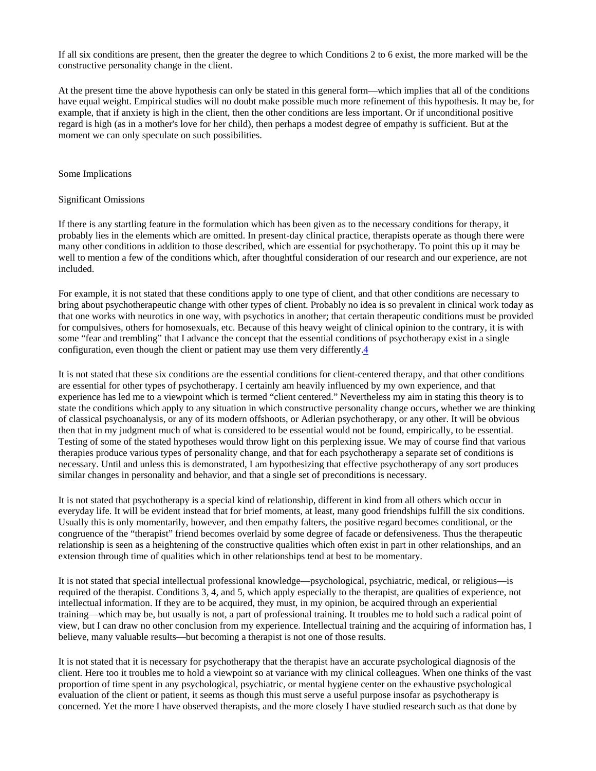If all six conditions are present, then the greater the degree to which Conditions 2 to 6 exist, the more marked will be the constructive personality change in the client.

At the present time the above hypothesis can only be stated in this general form—which implies that all of the conditions have equal weight. Empirical studies will no doubt make possible much more refinement of this hypothesis. It may be, for example, that if anxiety is high in the client, then the other conditions are less important. Or if unconditional positive regard is high (as in a mother's love for her child), then perhaps a modest degree of empathy is sufficient. But at the moment we can only speculate on such possibilities.

## Some Implications

### Significant Omissions

If there is any startling feature in the formulation which has been given as to the necessary conditions for therapy, it probably lies in the elements which are omitted. In present-day clinical practice, therapists operate as though there were many other conditions in addition to those described, which are essential for psychotherapy. To point this up it may be well to mention a few of the conditions which, after thoughtful consideration of our research and our experience, are not included.

For example, it is not stated that these conditions apply to one type of client, and that other conditions are necessary to bring about psychotherapeutic change with other types of client. Probably no idea is so prevalent in clinical work today as that one works with neurotics in one way, with psychotics in another; that certain therapeutic conditions must be provided for compulsives, others for homosexuals, etc. Because of this heavy weight of clinical opinion to the contrary, it is with some "fear and trembling" that I advance the concept that the essential conditions of psychotherapy exist in a single configuration, even though the client or patient may use them very differently.[4]

It is not stated that these six conditions are the essential conditions for client-centered therapy, and that other conditions are essential for other types of psychotherapy. I certainly am heavily influenced by my own experience, and that experience has led me to a viewpoint which is termed "client centered." Nevertheless my aim in stating this theory is to state the conditions which apply to any situation in which constructive personality change occurs, whether we are thinking of classical psychoanalysis, or any of its modern offshoots, or Adlerian psychotherapy, or any other. It will be obvious then that in my judgment much of what is considered to be essential would not be found, empirically, to be essential. Testing of some of the stated hypotheses would throw light on this perplexing issue. We may of course find that various therapies produce various types of personality change, and that for each psychotherapy a separate set of conditions is necessary. Until and unless this is demonstrated, I am hypothesizing that effective psychotherapy of any sort produces similar changes in personality and behavior, and that a single set of preconditions is necessary.

It is not stated that psychotherapy is a special kind of relationship, different in kind from all others which occur in everyday life. It will be evident instead that for brief moments, at least, many good friendships fulfill the six conditions. Usually this is only momentarily, however, and then empathy falters, the positive regard becomes conditional, or the congruence of the "therapist" friend becomes overlaid by some degree of facade or defensiveness. Thus the therapeutic relationship is seen as a heightening of the constructive qualities which often exist in part in other relationships, and an extension through time of qualities which in other relationships tend at best to be momentary.

It is not stated that special intellectual professional knowledge—psychological, psychiatric, medical, or religious—is required of the therapist. Conditions 3, 4, and 5, which apply especially to the therapist, are qualities of experience, not intellectual information. If they are to be acquired, they must, in my opinion, be acquired through an experiential training—which may be, but usually is not, a part of professional training. It troubles me to hold such a radical point of view, but I can draw no other conclusion from my experience. Intellectual training and the acquiring of information has, I believe, many valuable results—but becoming a therapist is not one of those results.

It is not stated that it is necessary for psychotherapy that the therapist have an accurate psychological diagnosis of the client. Here too it troubles me to hold a viewpoint so at variance with my clinical colleagues. When one thinks of the vast proportion of time spent in any psychological, psychiatric, or mental hygiene center on the exhaustive psychological evaluation of the client or patient, it seems as though this must serve a useful purpose insofar as psychotherapy is concerned. Yet the more I have observed therapists, and the more closely I have studied research such as that done by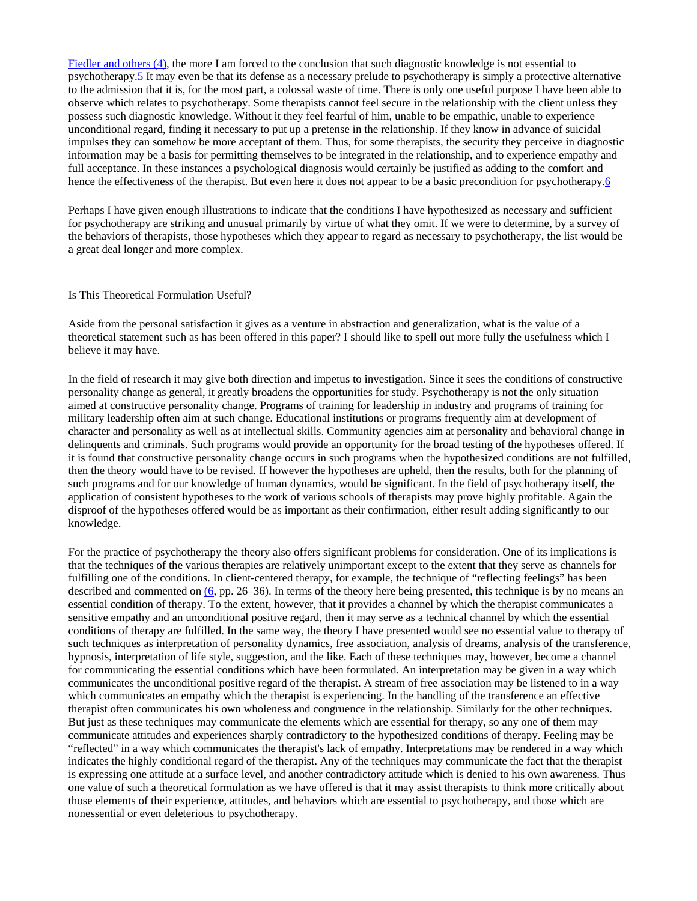Fiedler and others (4), the more I am forced to the conclusion that such diagnostic knowledge is not essential to psychotherapy.[5] It may even be that its defense as a necessary prelude to psychotherapy is simply a protective alternative to the admission that it is, for the most part, a colossal waste of time. There is only one useful purpose I have been able to observe which relates to psychotherapy. Some therapists cannot feel secure in the relationship with the client unless they possess such diagnostic knowledge. Without it they feel fearful of him, unable to be empathic, unable to experience unconditional regard, finding it necessary to put up a pretense in the relationship. If they know in advance of suicidal impulses they can somehow be more acceptant of them. Thus, for some therapists, the security they perceive in diagnostic information may be a basis for permitting themselves to be integrated in the relationship, and to experience empathy and full acceptance. In these instances a psychological diagnosis would certainly be justified as adding to the comfort and hence the effectiveness of the therapist. But even here it does not appear to be a basic precondition for psychotherapy.[6]

Perhaps I have given enough illustrations to indicate that the conditions I have hypothesized as necessary and sufficient for psychotherapy are striking and unusual primarily by virtue of what they omit. If we were to determine, by a survey of the behaviors of therapists, those hypotheses which they appear to regard as necessary to psychotherapy, the list would be a great deal longer and more complex.

## Is This Theoretical Formulation Useful?

Aside from the personal satisfaction it gives as a venture in abstraction and generalization, what is the value of a theoretical statement such as has been offered in this paper? I should like to spell out more fully the usefulness which I believe it may have.

In the field of research it may give both direction and impetus to investigation. Since it sees the conditions of constructive personality change as general, it greatly broadens the opportunities for study. Psychotherapy is not the only situation aimed at constructive personality change. Programs of training for leadership in industry and programs of training for military leadership often aim at such change. Educational institutions or programs frequently aim at development of character and personality as well as at intellectual skills. Community agencies aim at personality and behavioral change in delinquents and criminals. Such programs would provide an opportunity for the broad testing of the hypotheses offered. If it is found that constructive personality change occurs in such programs when the hypothesized conditions are not fulfilled, then the theory would have to be revised. If however the hypotheses are upheld, then the results, both for the planning of such programs and for our knowledge of human dynamics, would be significant. In the field of psychotherapy itself, the application of consistent hypotheses to the work of various schools of therapists may prove highly profitable. Again the disproof of the hypotheses offered would be as important as their confirmation, either result adding significantly to our knowledge.

For the practice of psychotherapy the theory also offers significant problems for consideration. One of its implications is that the techniques of the various therapies are relatively unimportant except to the extent that they serve as channels for fulfilling one of the conditions. In client-centered therapy, for example, the technique of "reflecting feelings" has been described and commented on (6, pp. 26–36). In terms of the theory here being presented, this technique is by no means an essential condition of therapy. To the extent, however, that it provides a channel by which the therapist communicates a sensitive empathy and an unconditional positive regard, then it may serve as a technical channel by which the essential conditions of therapy are fulfilled. In the same way, the theory I have presented would see no essential value to therapy of such techniques as interpretation of personality dynamics, free association, analysis of dreams, analysis of the transference, hypnosis, interpretation of life style, suggestion, and the like. Each of these techniques may, however, become a channel for communicating the essential conditions which have been formulated. An interpretation may be given in a way which communicates the unconditional positive regard of the therapist. A stream of free association may be listened to in a way which communicates an empathy which the therapist is experiencing. In the handling of the transference an effective therapist often communicates his own wholeness and congruence in the relationship. Similarly for the other techniques. But just as these techniques may communicate the elements which are essential for therapy, so any one of them may communicate attitudes and experiences sharply contradictory to the hypothesized conditions of therapy. Feeling may be "reflected" in a way which communicates the therapist's lack of empathy. Interpretations may be rendered in a way which indicates the highly conditional regard of the therapist. Any of the techniques may communicate the fact that the therapist is expressing one attitude at a surface level, and another contradictory attitude which is denied to his own awareness. Thus one value of such a theoretical formulation as we have offered is that it may assist therapists to think more critically about those elements of their experience, attitudes, and behaviors which are essential to psychotherapy, and those which are nonessential or even deleterious to psychotherapy.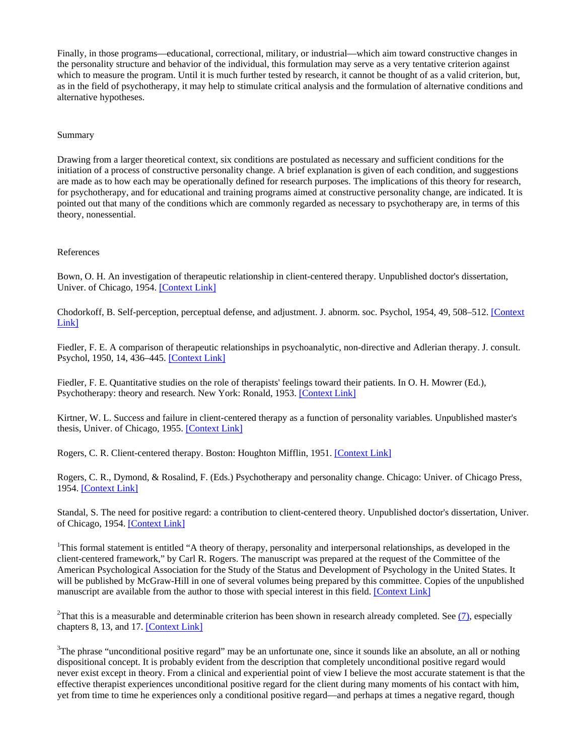Finally, in those programs—educational, correctional, military, or industrial—which aim toward constructive changes in the personality structure and behavior of the individual, this formulation may serve as a very tentative criterion against which to measure the program. Until it is much further tested by research, it cannot be thought of as a valid criterion, but, as in the field of psychotherapy, it may help to stimulate critical analysis and the formulation of alternative conditions and alternative hypotheses.

## Summary

Drawing from a larger theoretical context, six conditions are postulated as necessary and sufficient conditions for the initiation of a process of constructive personality change. A brief explanation is given of each condition, and suggestions are made as to how each may be operationally defined for research purposes. The implications of this theory for research, for psychotherapy, and for educational and training programs aimed at constructive personality change, are indicated. It is pointed out that many of the conditions which are commonly regarded as necessary to psychotherapy are, in terms of this theory, nonessential.

## References

Bown, O. H. An investigation of therapeutic relationship in client-centered therapy. Unpublished doctor's dissertation, Univer. of Chicago, 1954. [Context Link]

Chodorkoff, B. Self-perception, perceptual defense, and adjustment. J. abnorm. soc. Psychol, 1954, 49, 508–512. [Context Link]

Fiedler, F. E. A comparison of therapeutic relationships in psychoanalytic, non-directive and Adlerian therapy. J. consult. Psychol, 1950, 14, 436–445. [Context Link]

Fiedler, F. E. Quantitative studies on the role of therapists' feelings toward their patients. In O. H. Mowrer (Ed.), Psychotherapy: theory and research. New York: Ronald, 1953. [Context Link]

Kirtner, W. L. Success and failure in client-centered therapy as a function of personality variables. Unpublished master's thesis, Univer. of Chicago, 1955. [Context Link]

Rogers, C. R. Client-centered therapy. Boston: Houghton Mifflin, 1951. [Context Link]

Rogers, C. R., Dymond, & Rosalind, F. (Eds.) Psychotherapy and personality change. Chicago: Univer. of Chicago Press, 1954. [Context Link]

Standal, S. The need for positive regard: a contribution to client-centered theory. Unpublished doctor's dissertation, Univer. of Chicago, 1954. [Context Link]

[1]This formal statement is entitled "A theory of therapy, personality and interpersonal relationships, as developed in the client-centered framework," by Carl R. Rogers. The manuscript was prepared at the request of the Committee of the American Psychological Association for the Study of the Status and Development of Psychology in the United States. It will be published by McGraw-Hill in one of several volumes being prepared by this committee. Copies of the unpublished manuscript are available from the author to those with special interest in this field. [Context Link]

[2]That this is a measurable and determinable criterion has been shown in research already completed. See (7), especially chapters 8, 13, and 17. [Context Link]

[3]The phrase "unconditional positive regard" may be an unfortunate one, since it sounds like an absolute, an all or nothing dispositional concept. It is probably evident from the description that completely unconditional positive regard would never exist except in theory. From a clinical and experiential point of view I believe the most accurate statement is that the effective therapist experiences unconditional positive regard for the client during many moments of his contact with him, yet from time to time he experiences only a conditional positive regard—and perhaps at times a negative regard, though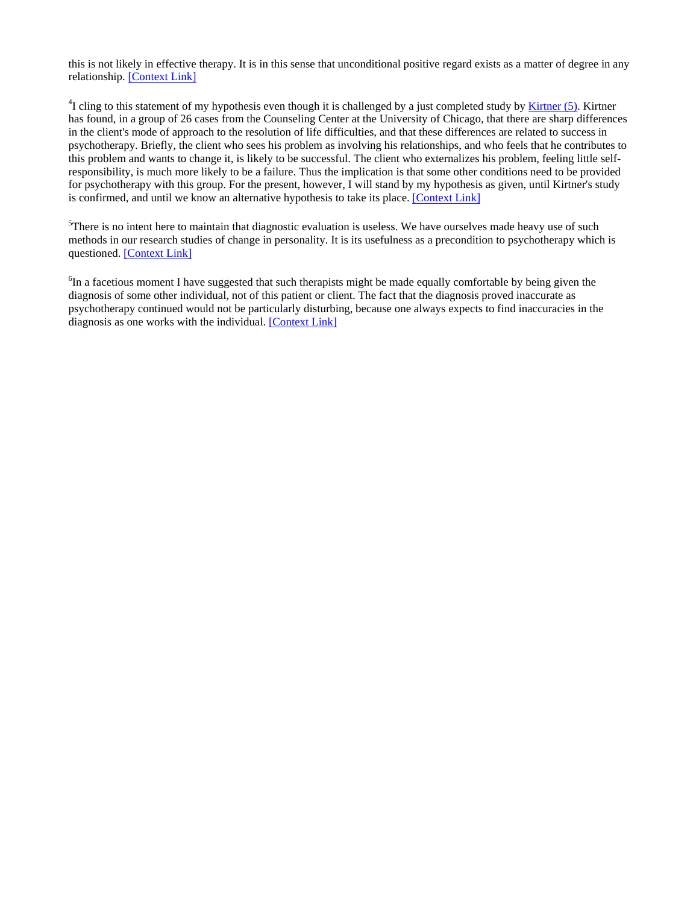this is not likely in effective therapy. It is in this sense that unconditional positive regard exists as a matter of degree in any relationship. [Context Link]

[4] I cling to this statement of my hypothesis even though it is challenged by a just completed study by Kirtner (5). Kirtner has found, in a group of 26 cases from the Counseling Center at the University of Chicago, that there are sharp differences in the client's mode of approach to the resolution of life difficulties, and that these differences are related to success in psychotherapy. Briefly, the client who sees his problem as involving his relationships, and who feels that he contributes to this problem and wants to change it, is likely to be successful. The client who externalizes his problem, feeling little self-responsibility, is much more likely to be a failure. Thus the implication is that some other conditions need to be provided for psychotherapy with this group. For the present, however, I will stand by my hypothesis as given, until Kirtner's study is confirmed, and until we know an alternative hypothesis to take its place. [Context Link]

[5] There is no intent here to maintain that diagnostic evaluation is useless. We have ourselves made heavy use of such methods in our research studies of change in personality. It is its usefulness as a precondition to psychotherapy which is questioned. [Context Link]

[6] In a facetious moment I have suggested that such therapists might be made equally comfortable by being given the diagnosis of some other individual, not of this patient or client. The fact that the diagnosis proved inaccurate as psychotherapy continued would not be particularly disturbing, because one always expects to find inaccuracies in the diagnosis as one works with the individual. [Context Link]